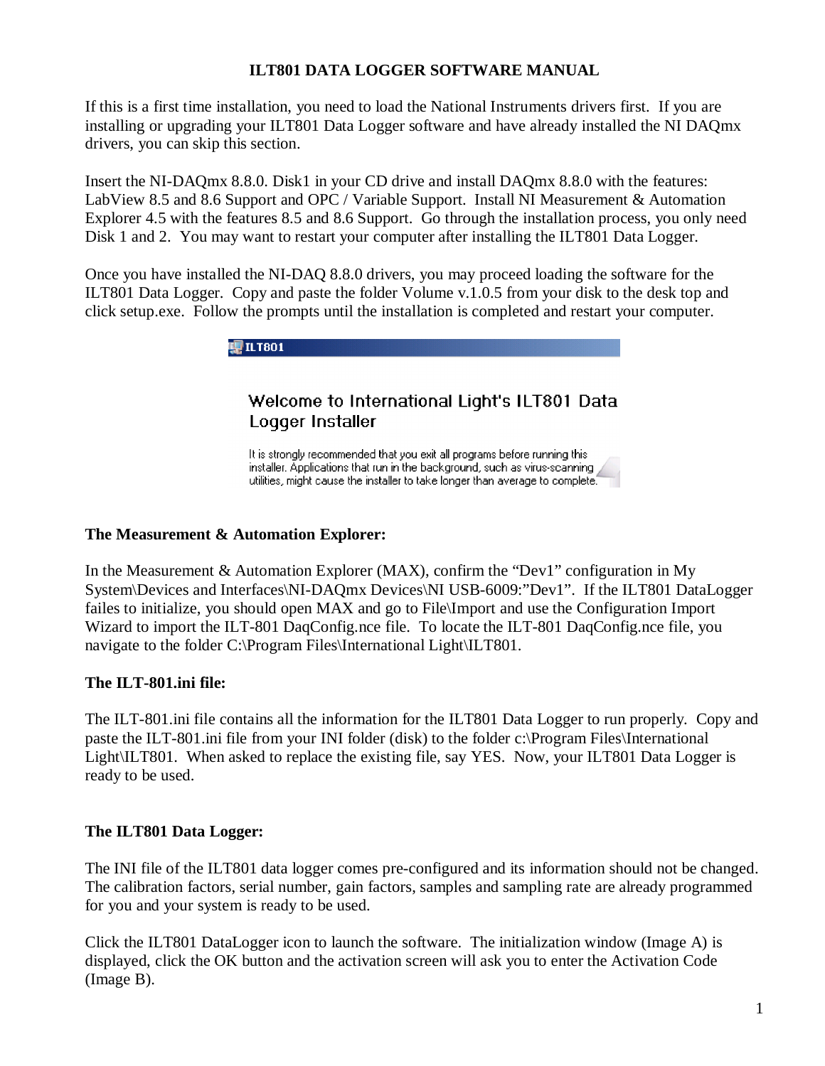# ILT801 DATA LOGGER SOFTWARE MANUAL

If this is a first time installation, you need to load the National Instruments drivers first. If you are installing or upgrading your ILT801 Data Logger software and have already installed the NI DAQmx drivers, you can skip this section.

Insert the NI-DAQmx 8.8.0. Disk1 in your CD drive and install DAQmx 8.8.0 with the features: LabView 8.5 and 8.6 Support and OPC / Variable Support. Install NI Measurement & Automation Explorer 4.5 with the features 8.5 and 8.6 Support. Go through the installation process, you only need Disk 1 and 2. You may want to restart your computer after installing the ILT801 Data Logger.

Once you have installed the NI-DAQ 8.8.0 drivers, you may proceed loading the software for the ILT801 Data Logger. Copy and paste the folder Volume v.1.0.5 from your disk to the desk top and click setup.exe. Follow the prompts until the installation is completed and restart your computer.

ILT801

Welcome to International Light's ILT801 Data Logger Installer

It is strongly recommended that you exit all programs before running this installer. Applications that run in the background, such as virus-scanning utilities, might cause the installer to take longer than average to complete.

### The Measurement & Automation Explorer:

In the Measurement & Automation Explorer (MAX), confirm the "Dev1" configuration in My System\Devices and Interfaces\NI-DAQmx Devices\NI USB-6009:"Dev1". If the ILT801 DataLogger failes to initialize, you should open MAX and go to File\Import and use the Configuration Import Wizard to import the ILT-801 DaqConfig.nce file. To locate the ILT-801 DaqConfig.nce file, you navigate to the folder C:\Program Files\International Light\ILT801.

### The ILT-801.ini file:

The ILT-801.ini file contains all the information for the ILT801 Data Logger to run properly. Copy and paste the ILT-801.ini file from your INI folder (disk) to the folder c:\Program Files\International Light\ILT801. When asked to replace the existing file, say YES. Now, your ILT801 Data Logger is ready to be used.

### The ILT801 Data Logger:

The INI file of the ILT801 data logger comes pre-configured and its information should not be changed. The calibration factors, serial number, gain factors, samples and sampling rate are already programmed for you and your system is ready to be used.

Click the ILT801 DataLogger icon to launch the software. The initialization window (Image A) is displayed, click the OK button and the activation screen will ask you to enter the Activation Code (Image B).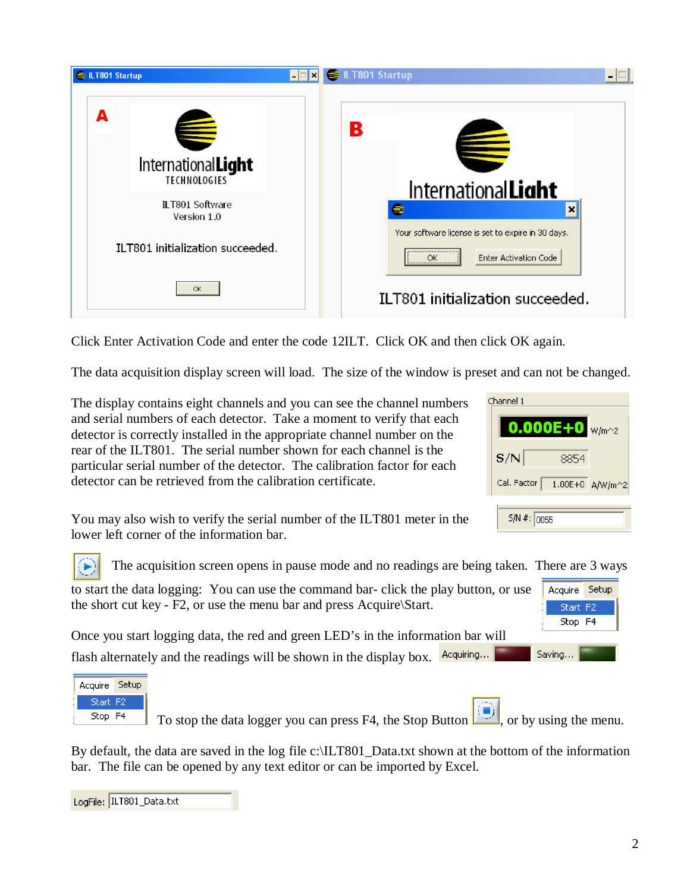Click Enter Activation Code and enter the code 12ILT. Click OK and then click OK again.

The data acquisition display screen will load. The size of the window is preset and can not be changed.

The display contains eight channels and you can see the channel numbers and serial numbers of each detector. Take a moment to verify that each detector is correctly installed in the appropriate channel number on the rear of the ILT801. The serial number shown for each channel is the particular serial number of the detector. The calibration factor for each detector can be retrieved from the calibration certificate.

You may also wish to verify the serial number of the ILT801 meter in the lower left corner of the information bar.

The acquisition screen opens in pause mode and no readings are being taken. There are 3 ways to start the data logging: You can use the command bar- click the play button, or use the short cut key - F2, or use the menu bar and press Acquire\Start.

Once you start logging data, the red and green LED's in the information bar will flash alternately and the readings will be shown in the display box.

To stop the data logger you can press F4, the Stop Button, or by using the menu.

By default, the data are saved in the log file c:\ILT801_Data.txt shown at the bottom of the information bar. The file can be opened by any text editor or can be imported by Excel.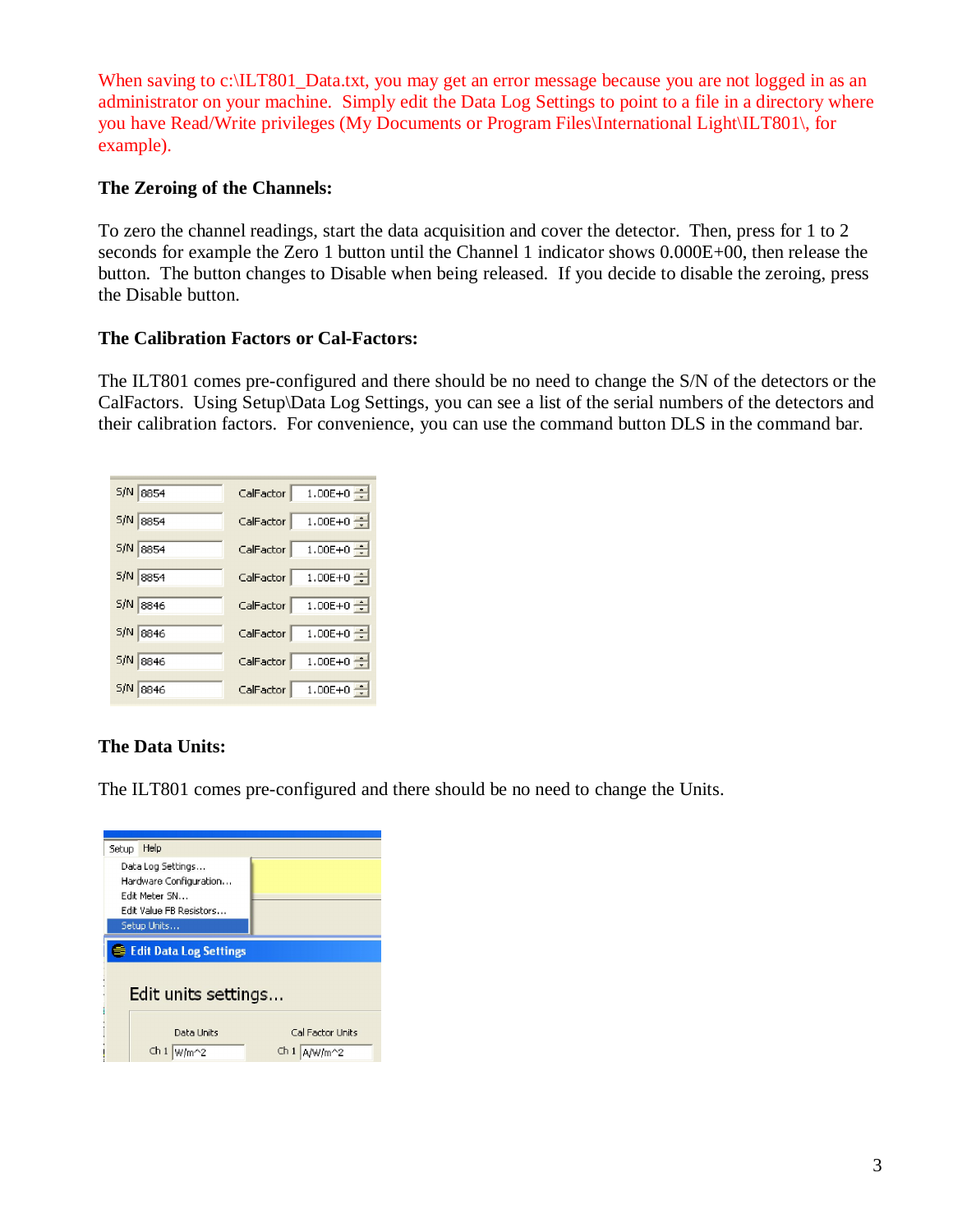When saving to c:\ILT801_Data.txt, you may get an error message because you are not logged in as an administrator on your machine. Simply edit the Data Log Settings to point to a file in a directory where you have Read/Write privileges (My Documents or Program Files\International Light\ILT801\, for example).

**The Zeroing of the Channels:**

To zero the channel readings, start the data acquisition and cover the detector. Then, press for 1 to 2 seconds for example the Zero 1 button until the Channel 1 indicator shows 0.000E+00, then release the button. The button changes to Disable when being released. If you decide to disable the zeroing, press the Disable button.

**The Calibration Factors or Cal-Factors:**

The ILT801 comes pre-configured and there should be no need to change the S/N of the detectors or the CalFactors. Using Setup\Data Log Settings, you can see a list of the serial numbers of the detectors and their calibration factors. For convenience, you can use the command button DLS in the command bar.

**The Data Units:**

The ILT801 comes pre-configured and there should be no need to change the Units.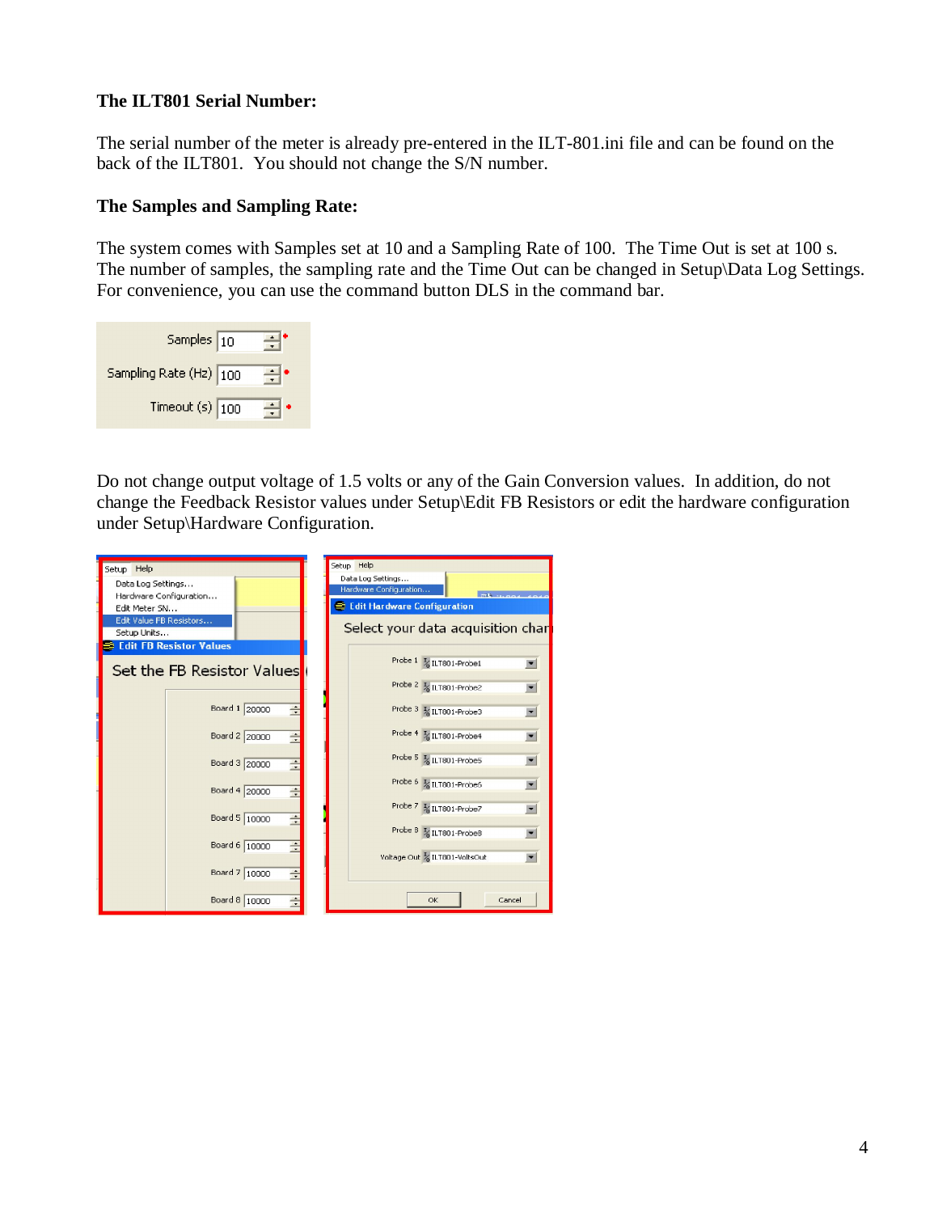**The ILT801 Serial Number:**

The serial number of the meter is already pre-entered in the ILT-801.ini file and can be found on the back of the ILT801. You should not change the S/N number.

**The Samples and Sampling Rate:**

The system comes with Samples set at 10 and a Sampling Rate of 100. The Time Out is set at 100 s. The number of samples, the sampling rate and the Time Out can be changed in Setup\Data Log Settings. For convenience, you can use the command button DLS in the command bar.

Do not change output voltage of 1.5 volts or any of the Gain Conversion values. In addition, do not change the Feedback Resistor values under Setup\Edit FB Resistors or edit the hardware configuration under Setup\Hardware Configuration.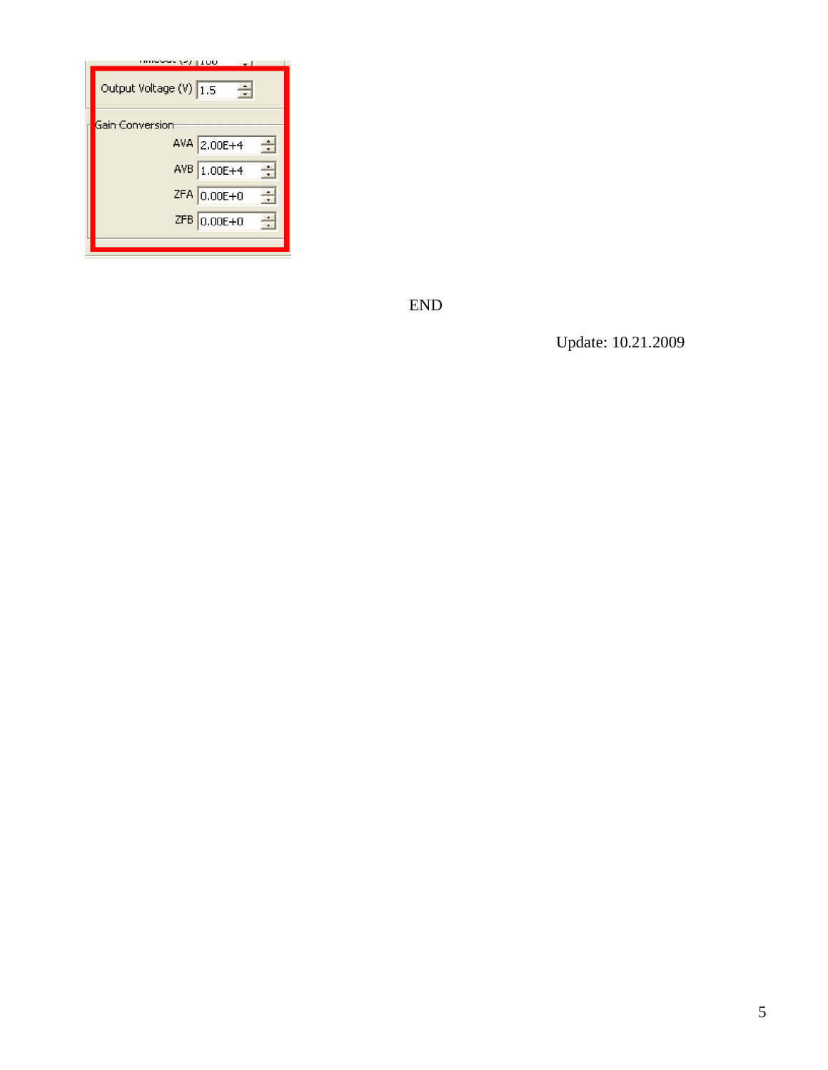Output Voltage (V) 1.5

Gain Conversion

AVA 2.00E+4

AVB 1.00E+4

ZFA 0.00E+0

ZFB 0.00E+0

END

Update: 10.21.2009